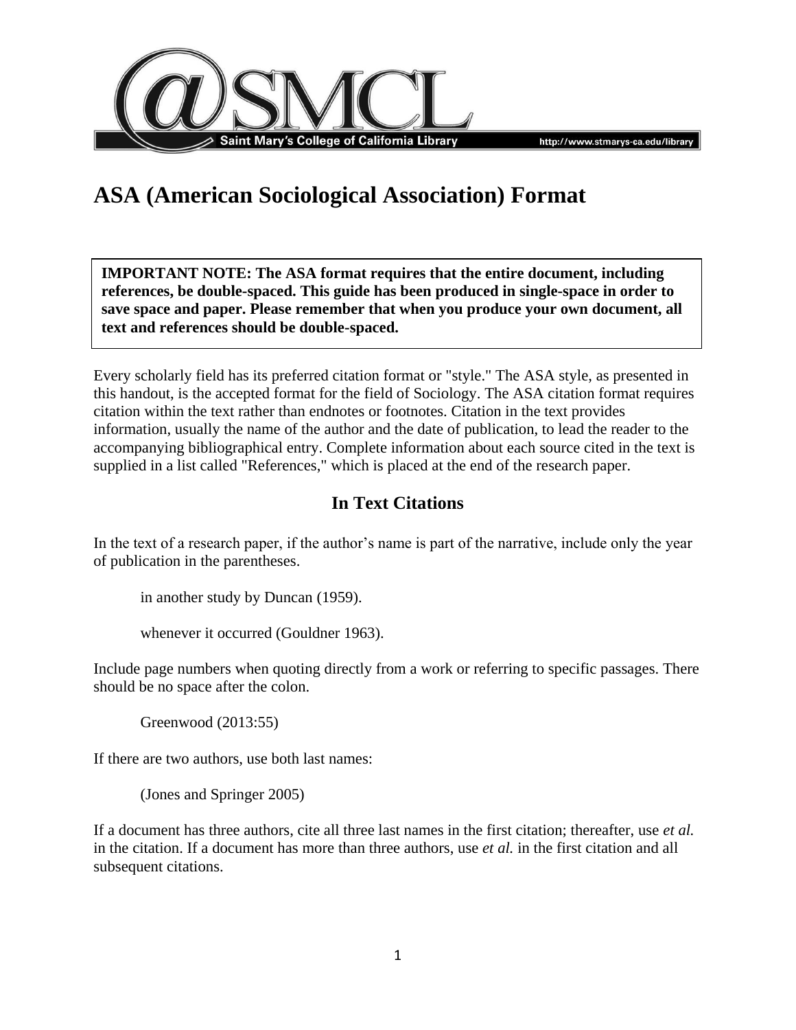# ASA (American Sociological Association) Format

**IMPORTANT NOTE: The ASA format requires that the entire document, including references, be double-spaced. This guide has been produced in single-space in order to save space and paper. Please remember that when you produce your own document, all text and references should be double-spaced.**

Every scholarly field has its preferred citation format or "style." The ASA style, as presented in this handout, is the accepted format for the field of Sociology. The ASA citation format requires citation within the text rather than endnotes or footnotes. Citation in the text provides information, usually the name of the author and the date of publication, to lead the reader to the accompanying bibliographical entry. Complete information about each source cited in the text is supplied in a list called "References," which is placed at the end of the research paper.

## In Text Citations

In the text of a research paper, if the author's name is part of the narrative, include only the year of publication in the parentheses.

> in another study by Duncan (1959).

> whenever it occurred (Gouldner 1963).

Include page numbers when quoting directly from a work or referring to specific passages. There should be no space after the colon.

> Greenwood (2013:55)

If there are two authors, use both last names:

> (Jones and Springer 2005)

If a document has three authors, cite all three last names in the first citation; thereafter, use *et al.* in the citation. If a document has more than three authors, use *et al.* in the first citation and all subsequent citations.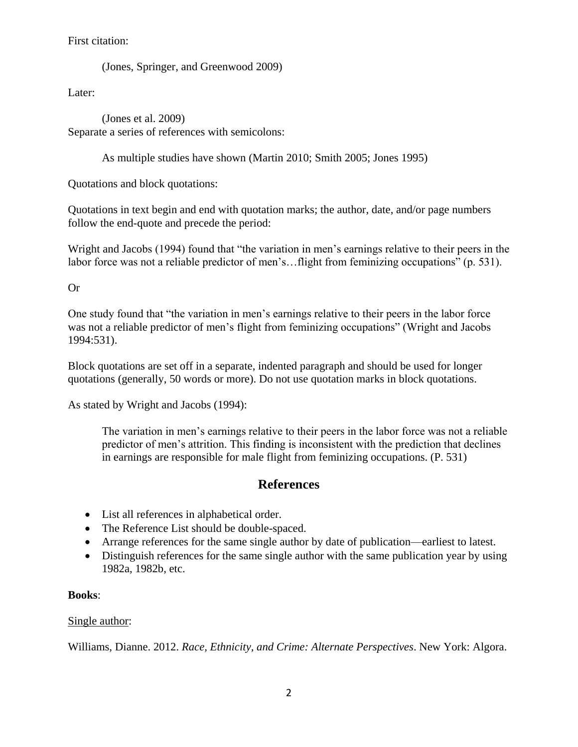First citation:

> (Jones, Springer, and Greenwood 2009)

Later:

> (Jones et al. 2009)

Separate a series of references with semicolons:

> As multiple studies have shown (Martin 2010; Smith 2005; Jones 1995)

Quotations and block quotations:

Quotations in text begin and end with quotation marks; the author, date, and/or page numbers follow the end-quote and precede the period:

Wright and Jacobs (1994) found that "the variation in men's earnings relative to their peers in the labor force was not a reliable predictor of men's…flight from feminizing occupations" (p. 531).

Or

One study found that "the variation in men's earnings relative to their peers in the labor force was not a reliable predictor of men's flight from feminizing occupations" (Wright and Jacobs 1994:531).

Block quotations are set off in a separate, indented paragraph and should be used for longer quotations (generally, 50 words or more). Do not use quotation marks in block quotations.

As stated by Wright and Jacobs (1994):

> The variation in men's earnings relative to their peers in the labor force was not a reliable predictor of men's attrition. This finding is inconsistent with the prediction that declines in earnings are responsible for male flight from feminizing occupations. (P. 531)

## References

- List all references in alphabetical order.
- The Reference List should be double-spaced.
- Arrange references for the same single author by date of publication—earliest to latest.
- Distinguish references for the same single author with the same publication year by using 1982a, 1982b, etc.

**Books**:

Single author:

Williams, Dianne. 2012. *Race, Ethnicity, and Crime: Alternate Perspectives*. New York: Algora.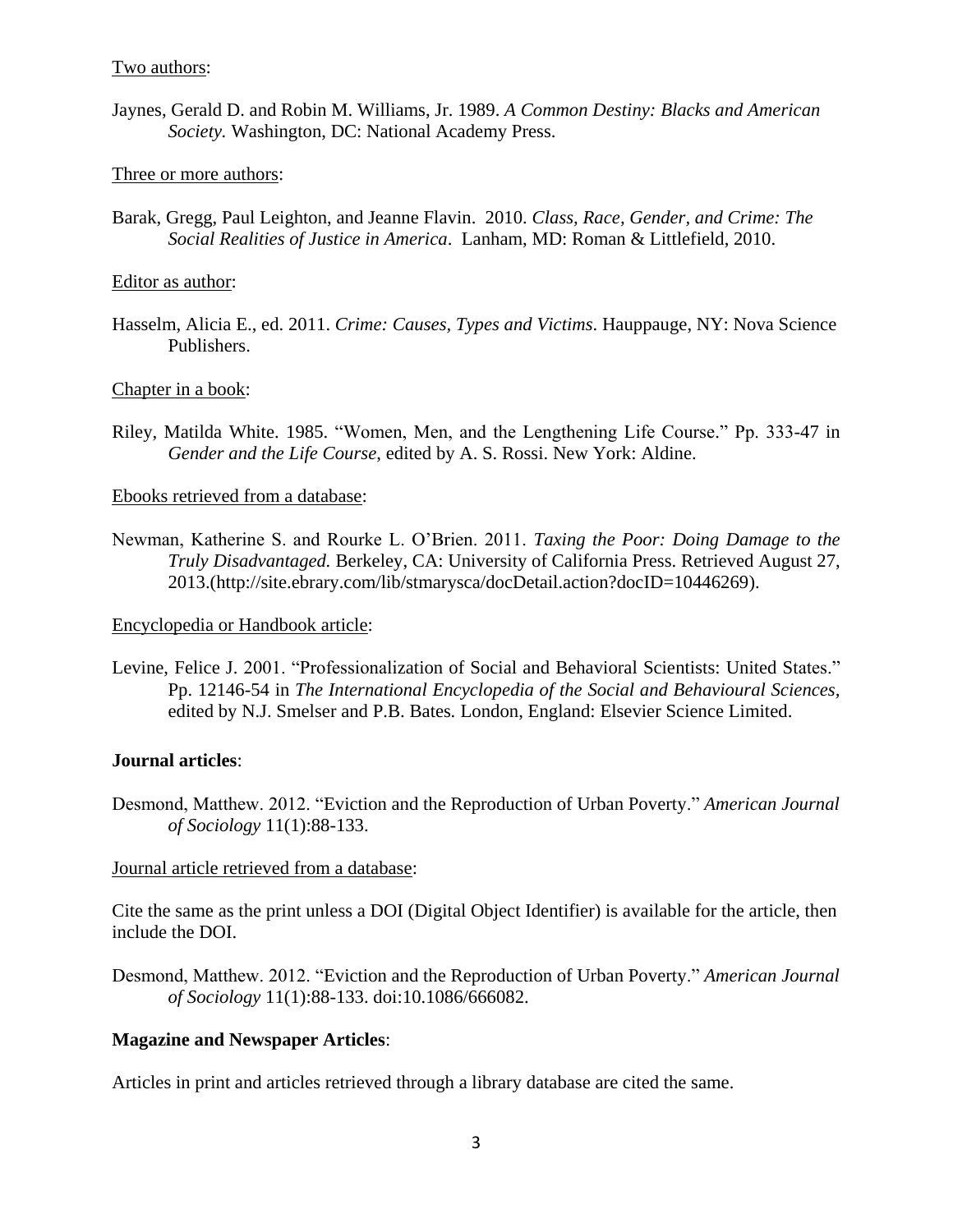<u>Two authors</u>:

Jaynes, Gerald D. and Robin M. Williams, Jr. 1989. *A Common Destiny: Blacks and American Society.* Washington, DC: National Academy Press.

<u>Three or more authors</u>:

Barak, Gregg, Paul Leighton, and Jeanne Flavin. 2010. *Class, Race, Gender, and Crime: The Social Realities of Justice in America*. Lanham, MD: Roman & Littlefield, 2010.

<u>Editor as author</u>:

Hasselm, Alicia E., ed. 2011. *Crime: Causes, Types and Victims*. Hauppauge, NY: Nova Science Publishers.

<u>Chapter in a book</u>:

Riley, Matilda White. 1985. "Women, Men, and the Lengthening Life Course." Pp. 333-47 in *Gender and the Life Course*, edited by A. S. Rossi. New York: Aldine.

<u>Ebooks retrieved from a database</u>:

Newman, Katherine S. and Rourke L. O'Brien. 2011. *Taxing the Poor: Doing Damage to the Truly Disadvantaged.* Berkeley, CA: University of California Press. Retrieved August 27, 2013.(http://site.ebrary.com/lib/stmarysca/docDetail.action?docID=10446269).

<u>Encyclopedia or Handbook article</u>:

Levine, Felice J. 2001. "Professionalization of Social and Behavioral Scientists: United States." Pp. 12146-54 in *The International Encyclopedia of the Social and Behavioural Sciences*, edited by N.J. Smelser and P.B. Bates. London, England: Elsevier Science Limited.

**Journal articles**:

Desmond, Matthew. 2012. "Eviction and the Reproduction of Urban Poverty." *American Journal of Sociology* 11(1):88-133.

<u>Journal article retrieved from a database</u>:

Cite the same as the print unless a DOI (Digital Object Identifier) is available for the article, then include the DOI.

Desmond, Matthew. 2012. "Eviction and the Reproduction of Urban Poverty." *American Journal of Sociology* 11(1):88-133. doi:10.1086/666082.

**Magazine and Newspaper Articles**:

Articles in print and articles retrieved through a library database are cited the same.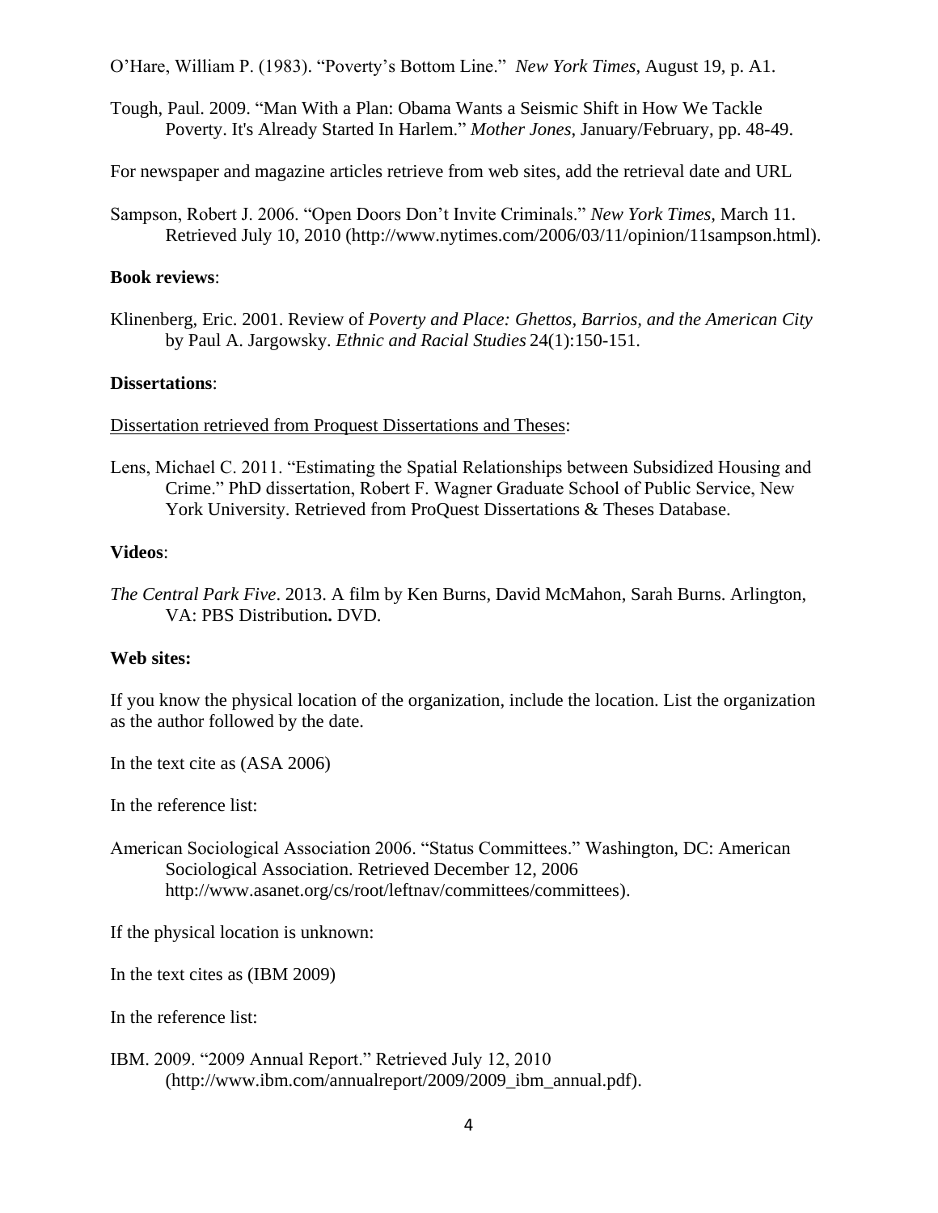O'Hare, William P. (1983). "Poverty's Bottom Line." *New York Times*, August 19, p. A1.

Tough, Paul. 2009. "Man With a Plan: Obama Wants a Seismic Shift in How We Tackle Poverty. It's Already Started In Harlem." *Mother Jones*, January/February, pp. 48-49.

For newspaper and magazine articles retrieve from web sites, add the retrieval date and URL

Sampson, Robert J. 2006. "Open Doors Don't Invite Criminals." *New York Times*, March 11. Retrieved July 10, 2010 (http://www.nytimes.com/2006/03/11/opinion/11sampson.html).

**Book reviews**:

Klinenberg, Eric. 2001. Review of *Poverty and Place: Ghettos, Barrios, and the American City* by Paul A. Jargowsky. *Ethnic and Racial Studies* 24(1):150-151.

**Dissertations**:

<u>Dissertation retrieved from Proquest Dissertations and Theses</u>:

Lens, Michael C. 2011. "Estimating the Spatial Relationships between Subsidized Housing and Crime." PhD dissertation, Robert F. Wagner Graduate School of Public Service, New York University. Retrieved from ProQuest Dissertations & Theses Database.

**Videos**:

*The Central Park Five*. 2013. A film by Ken Burns, David McMahon, Sarah Burns. Arlington, VA: PBS Distribution**.** DVD.

**Web sites:**

If you know the physical location of the organization, include the location. List the organization as the author followed by the date.

In the text cite as (ASA 2006)

In the reference list:

American Sociological Association 2006. "Status Committees." Washington, DC: American Sociological Association. Retrieved December 12, 2006 http://www.asanet.org/cs/root/leftnav/committees/committees).

If the physical location is unknown:

In the text cites as (IBM 2009)

In the reference list:

IBM. 2009. "2009 Annual Report." Retrieved July 12, 2010 (http://www.ibm.com/annualreport/2009/2009_ibm_annual.pdf).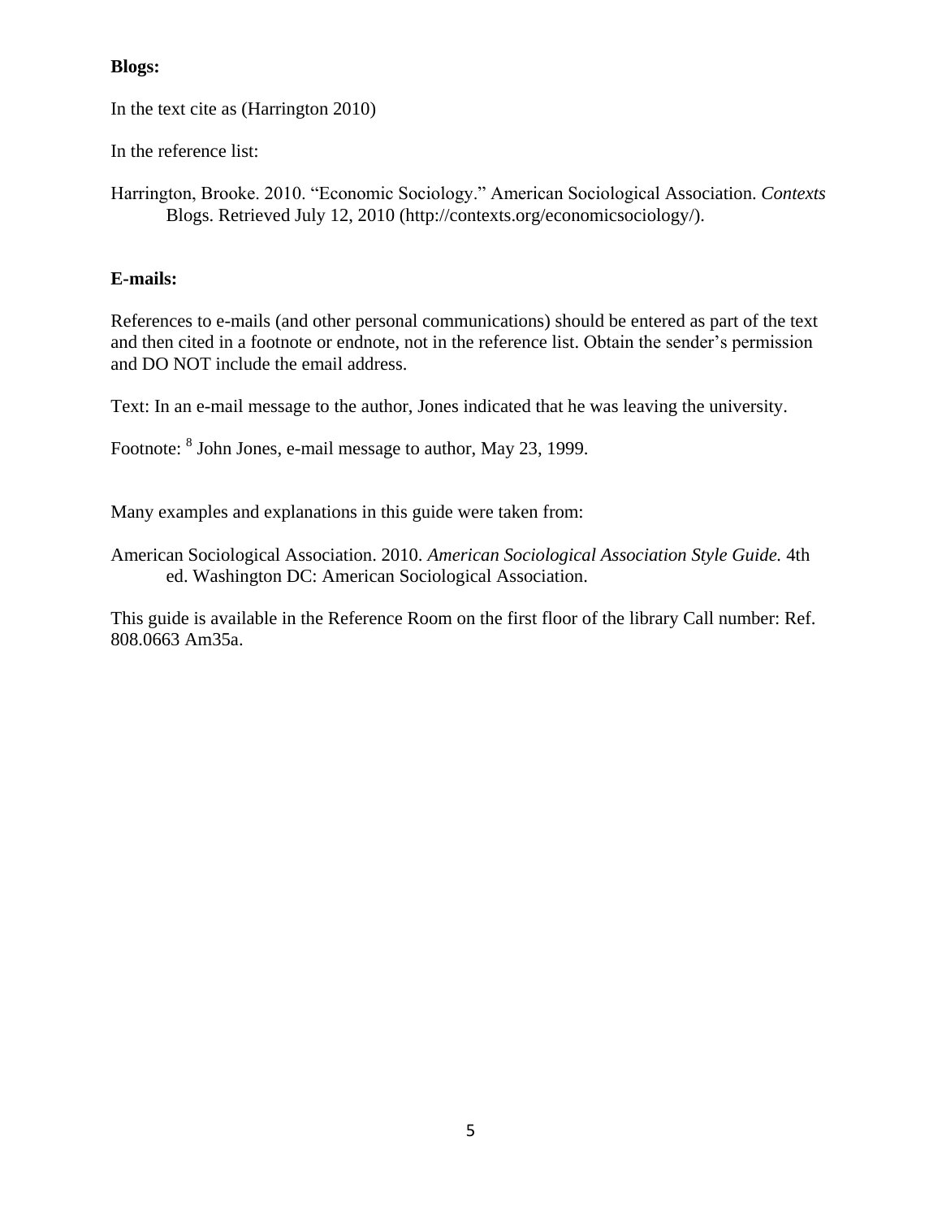**Blogs:**

In the text cite as (Harrington 2010)

In the reference list:

Harrington, Brooke. 2010. "Economic Sociology." American Sociological Association. *Contexts* Blogs. Retrieved July 12, 2010 (http://contexts.org/economicsociology/).

**E-mails:**

References to e-mails (and other personal communications) should be entered as part of the text and then cited in a footnote or endnote, not in the reference list. Obtain the sender's permission and DO NOT include the email address.

Text: In an e-mail message to the author, Jones indicated that he was leaving the university.

Footnote: [8] John Jones, e-mail message to author, May 23, 1999.

Many examples and explanations in this guide were taken from:

American Sociological Association. 2010. *American Sociological Association Style Guide.* 4th ed. Washington DC: American Sociological Association.

This guide is available in the Reference Room on the first floor of the library Call number: Ref. 808.0663 Am35a.